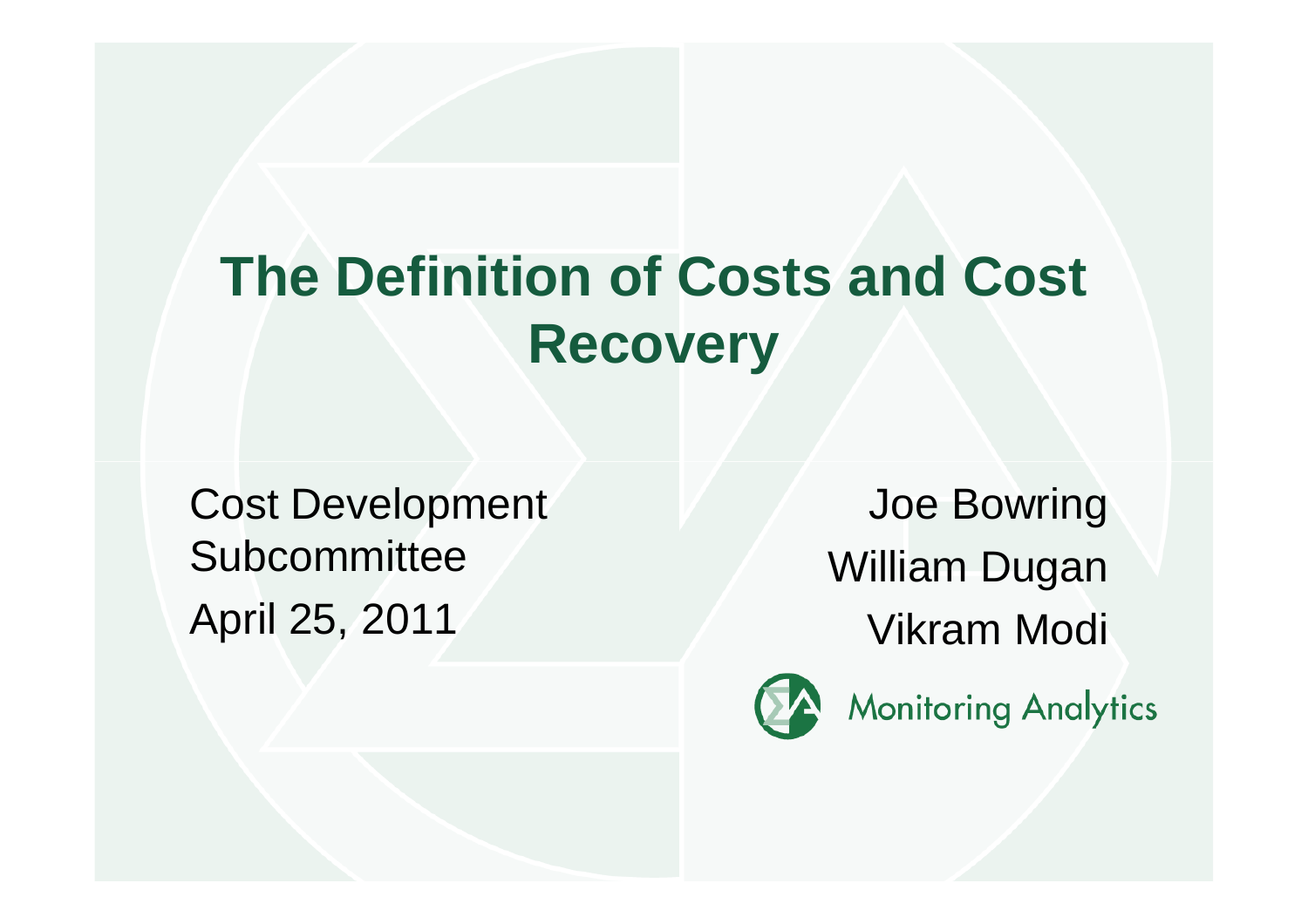# The Definition of Costs and Cost Recovery

Cost Development Subcommittee

April 25, 2011

Joe Bowring

William Dugan

Vikram Modi

Monitoring Analytics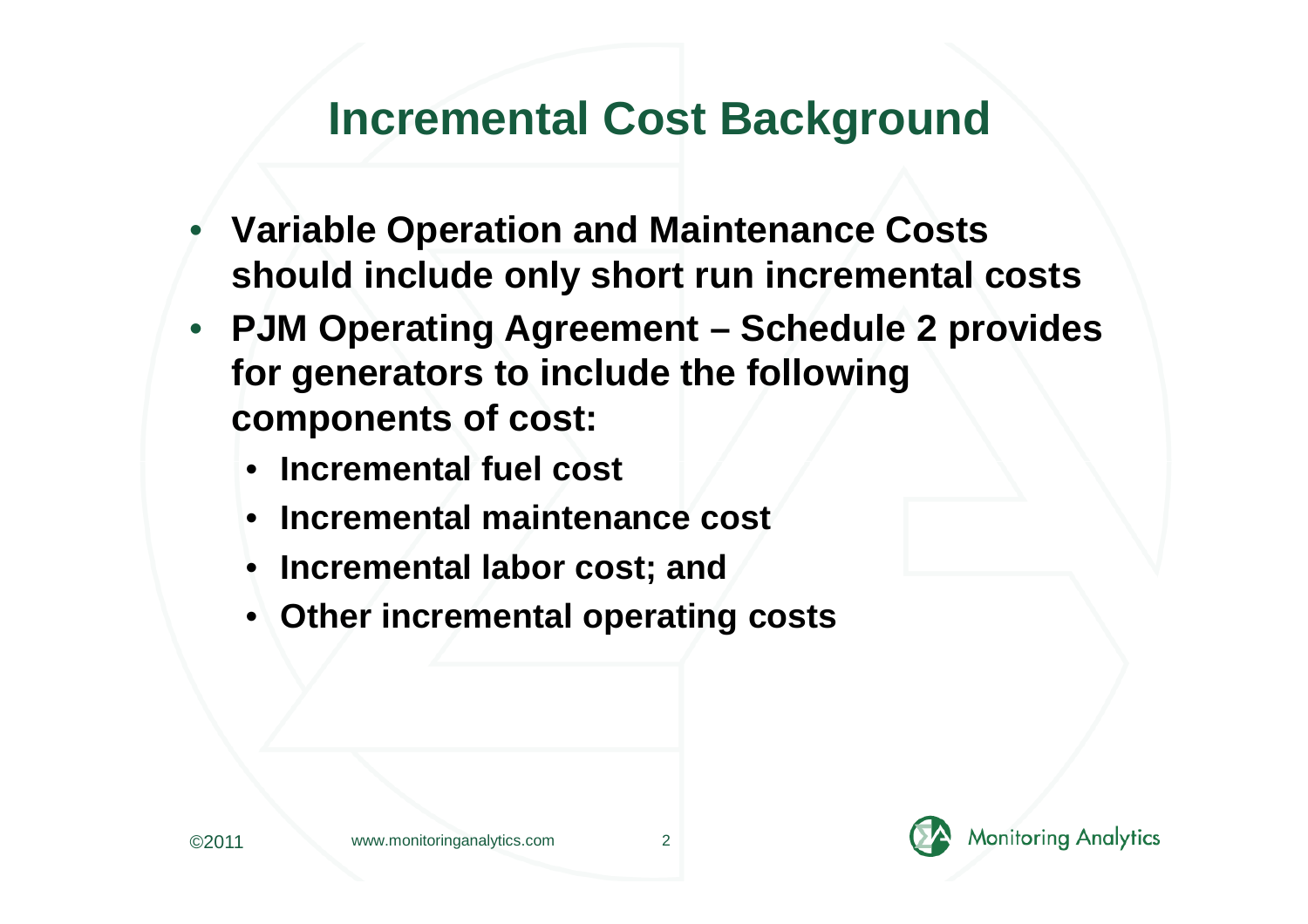# Incremental Cost Background

- **Variable Operation and Maintenance Costs should include only short run incremental costs**
- **PJM Operating Agreement – Schedule 2 provides for generators to include the following components of cost:**
  - **Incremental fuel cost**
  - **Incremental maintenance cost**
  - **Incremental labor cost; and**
  - **Other incremental operating costs**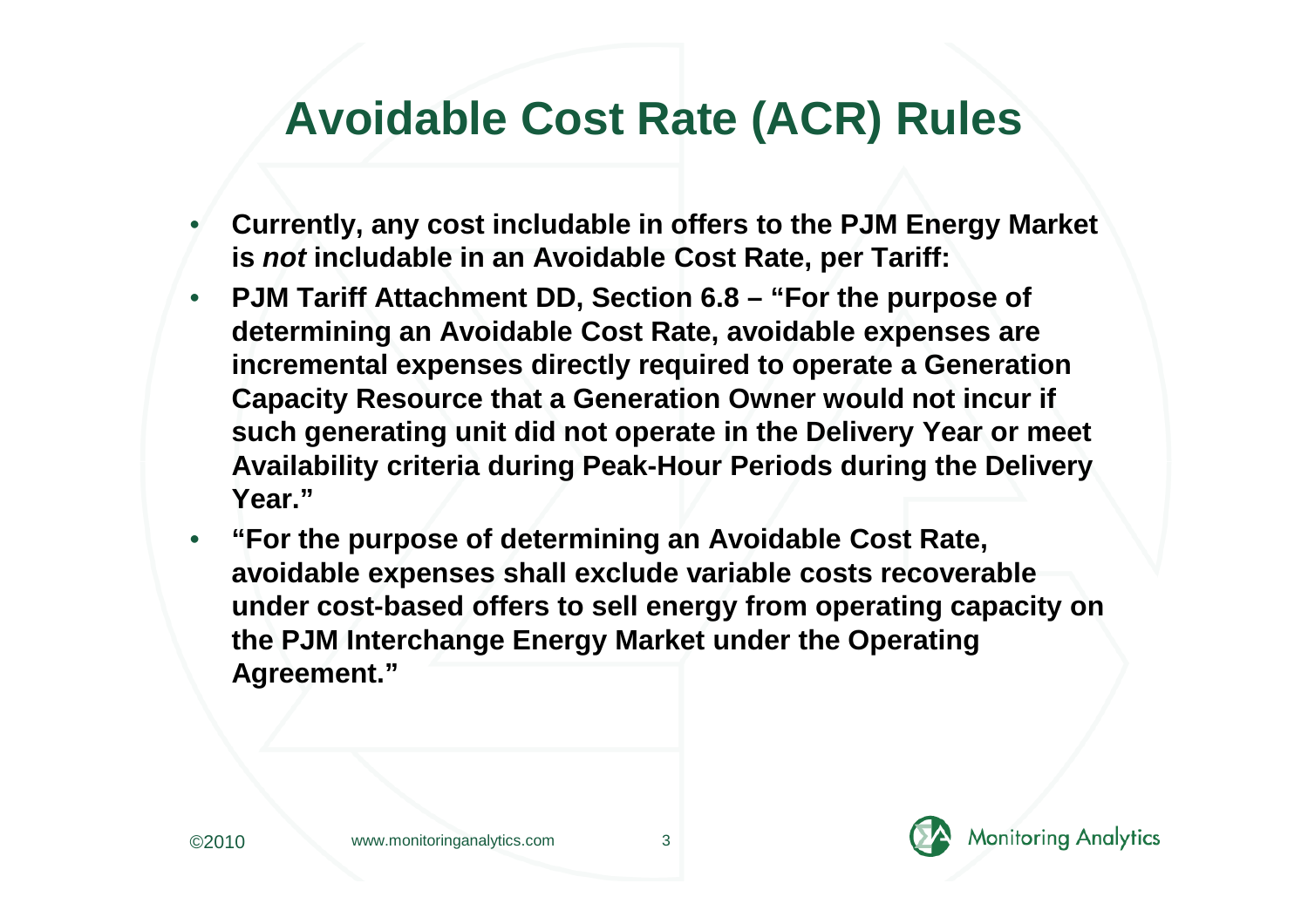# Avoidable Cost Rate (ACR) Rules

- **Currently, any cost includable in offers to the PJM Energy Market is *not* includable in an Avoidable Cost Rate, per Tariff:**
- **PJM Tariff Attachment DD, Section 6.8 – "For the purpose of determining an Avoidable Cost Rate, avoidable expenses are incremental expenses directly required to operate a Generation Capacity Resource that a Generation Owner would not incur if such generating unit did not operate in the Delivery Year or meet Availability criteria during Peak-Hour Periods during the Delivery Year."**
- **"For the purpose of determining an Avoidable Cost Rate, avoidable expenses shall exclude variable costs recoverable under cost-based offers to sell energy from operating capacity on the PJM Interchange Energy Market under the Operating Agreement."**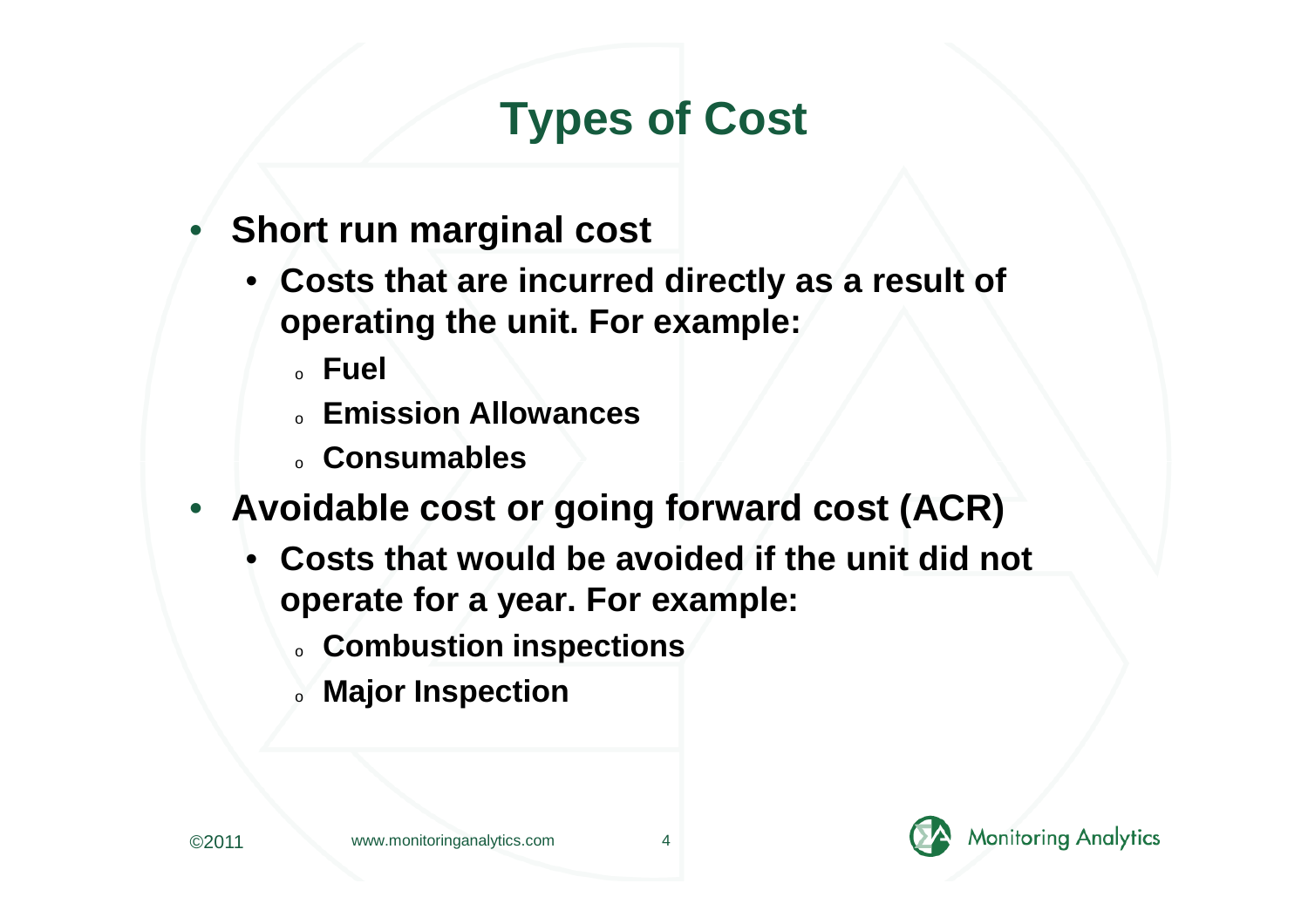# Types of Cost

- **Short run marginal cost**
  - **Costs that are incurred directly as a result of operating the unit. For example:**
    - **Fuel**
    - **Emission Allowances**
    - **Consumables**
- **Avoidable cost or going forward cost (ACR)**
  - **Costs that would be avoided if the unit did not operate for a year. For example:**
    - **Combustion inspections**
    - **Major Inspection**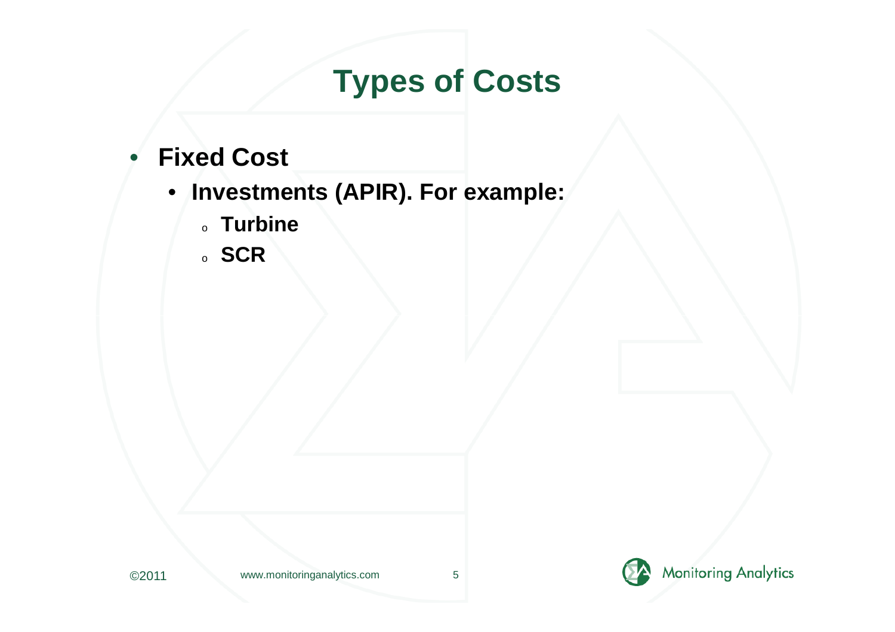# Types of Costs

- **Fixed Cost**
  - **Investments (APIR). For example:**
    - **Turbine**
    - **SCR**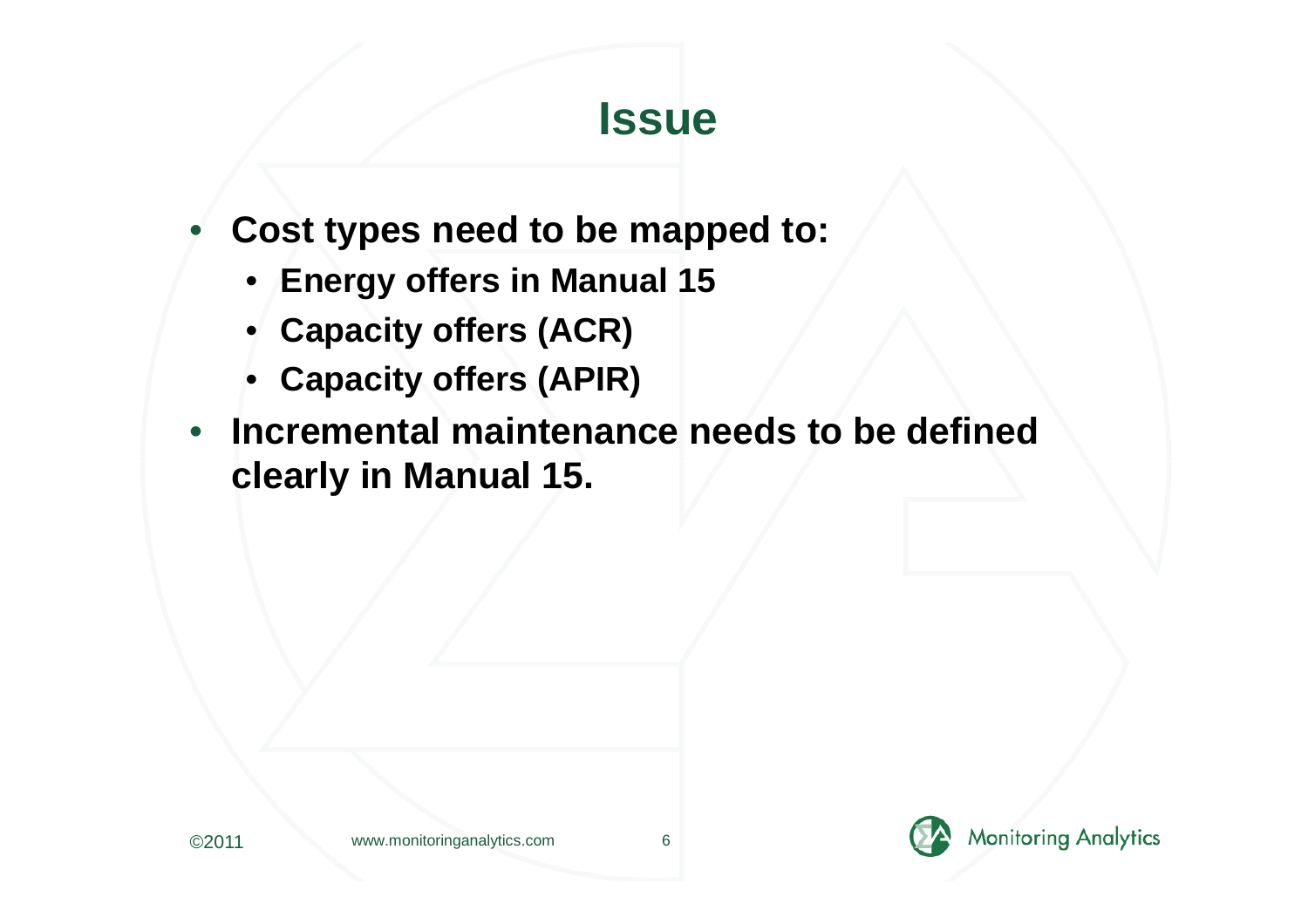# Issue

- **Cost types need to be mapped to:**
  - **Energy offers in Manual 15**
  - **Capacity offers (ACR)**
  - **Capacity offers (APIR)**
- **Incremental maintenance needs to be defined clearly in Manual 15.**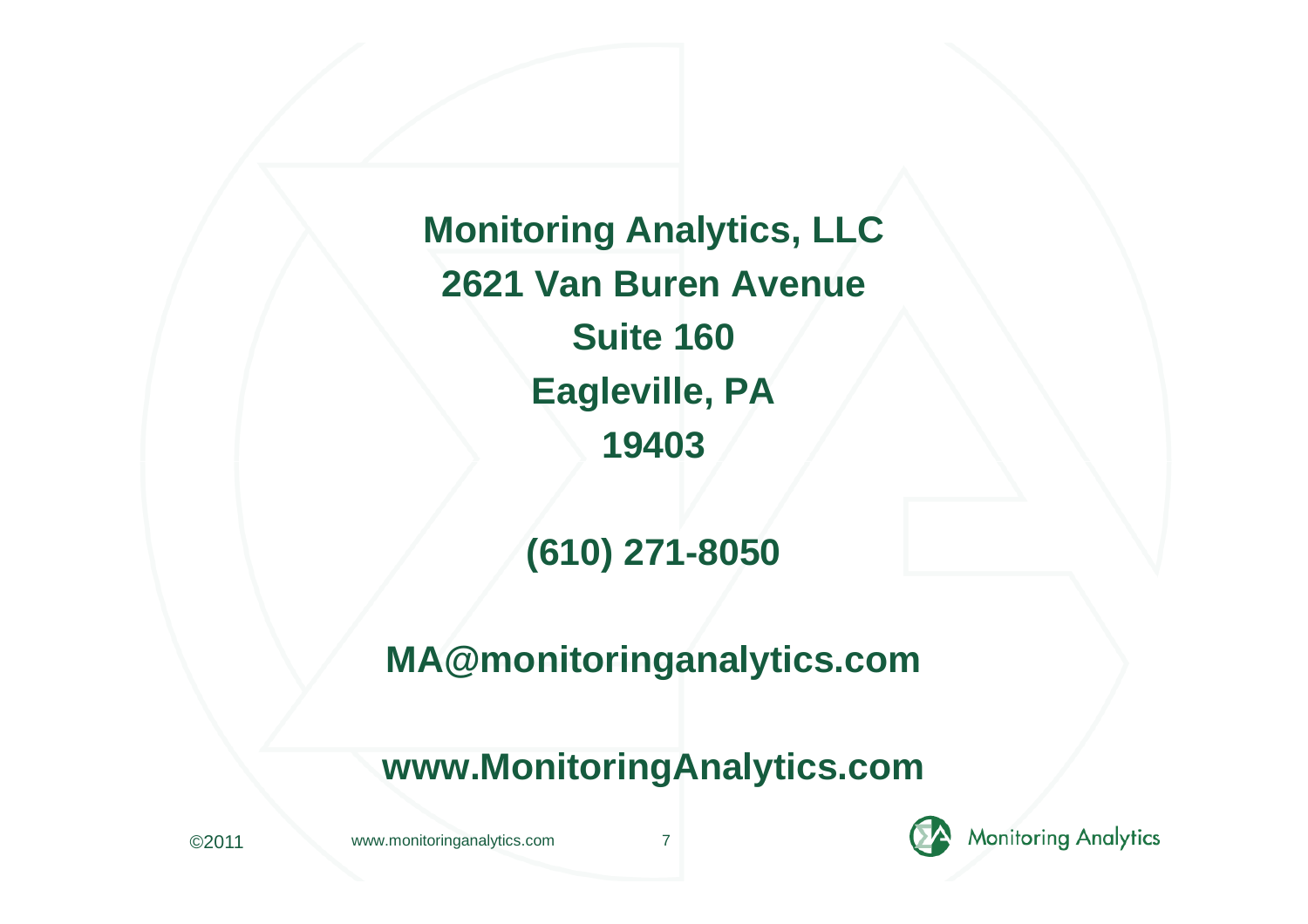**Monitoring Analytics, LLC**
**2621 Van Buren Avenue**
**Suite 160**
**Eagleville, PA**
**19403**

**(610) 271-8050**

**MA@monitoringanalytics.com**

**www.MonitoringAnalytics.com**